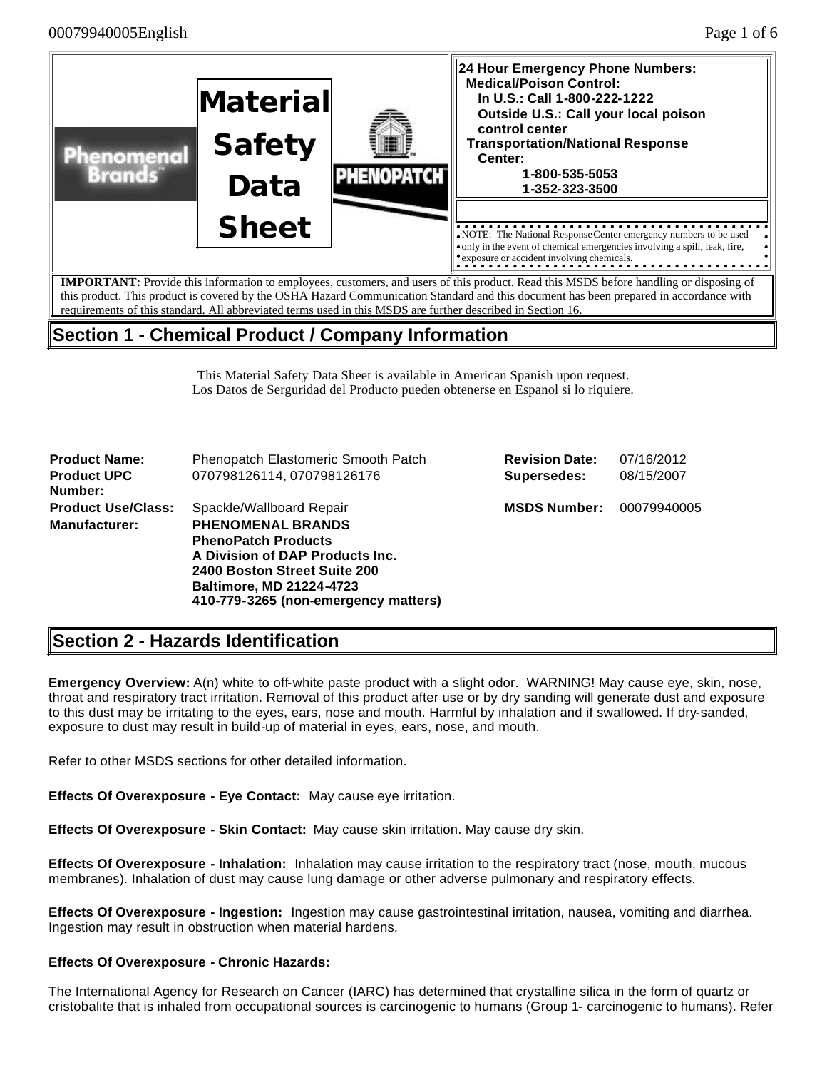# Material Safety Data Sheet

**24 Hour Emergency Phone Numbers:**
**Medical/Poison Control:**
**In U.S.: Call 1-800-222-1222**
**Outside U.S.: Call your local poison control center**
**Transportation/National Response Center:**
**1-800-535-5053**
**1-352-323-3500**

NOTE: The National Response Center emergency numbers to be used only in the event of chemical emergencies involving a spill, leak, fire, exposure or accident involving chemicals.

**IMPORTANT:** Provide this information to employees, customers, and users of this product. Read this MSDS before handling or disposing of this product. This product is covered by the OSHA Hazard Communication Standard and this document has been prepared in accordance with requirements of this standard. All abbreviated terms used in this MSDS are further described in Section 16.

## Section 1 - Chemical Product / Company Information

This Material Safety Data Sheet is available in American Spanish upon request.
Los Datos de Serguridad del Producto pueden obtenerse en Espanol si lo riquiere.

| | | | |
|---|---|---|---|
| **Product Name:** | Phenopatch Elastomeric Smooth Patch | **Revision Date:** | 07/16/2012 |
| **Product UPC Number:** | 070798126114, 070798126176 | **Supersedes:** | 08/15/2007 |
| **Product Use/Class:** | Spackle/Wallboard Repair | **MSDS Number:** | 00079940005 |
| **Manufacturer:** | **PHENOMENAL BRANDS**<br>**PhenoPatch Products**<br>**A Division of DAP Products Inc.**<br>**2400 Boston Street Suite 200**<br>**Baltimore, MD 21224-4723**<br>**410-779-3265 (non-emergency matters)** | | |

## Section 2 - Hazards Identification

**Emergency Overview:** A(n) white to off-white paste product with a slight odor. WARNING! May cause eye, skin, nose, throat and respiratory tract irritation. Removal of this product after use or by dry sanding will generate dust and exposure to this dust may be irritating to the eyes, ears, nose and mouth. Harmful by inhalation and if swallowed. If dry-sanded, exposure to dust may result in build-up of material in eyes, ears, nose, and mouth.

Refer to other MSDS sections for other detailed information.

**Effects Of Overexposure - Eye Contact:** May cause eye irritation.

**Effects Of Overexposure - Skin Contact:** May cause skin irritation. May cause dry skin.

**Effects Of Overexposure - Inhalation:** Inhalation may cause irritation to the respiratory tract (nose, mouth, mucous membranes). Inhalation of dust may cause lung damage or other adverse pulmonary and respiratory effects.

**Effects Of Overexposure - Ingestion:** Ingestion may cause gastrointestinal irritation, nausea, vomiting and diarrhea. Ingestion may result in obstruction when material hardens.

**Effects Of Overexposure - Chronic Hazards:**

The International Agency for Research on Cancer (IARC) has determined that crystalline silica in the form of quartz or cristobalite that is inhaled from occupational sources is carcinogenic to humans (Group 1- carcinogenic to humans). Refer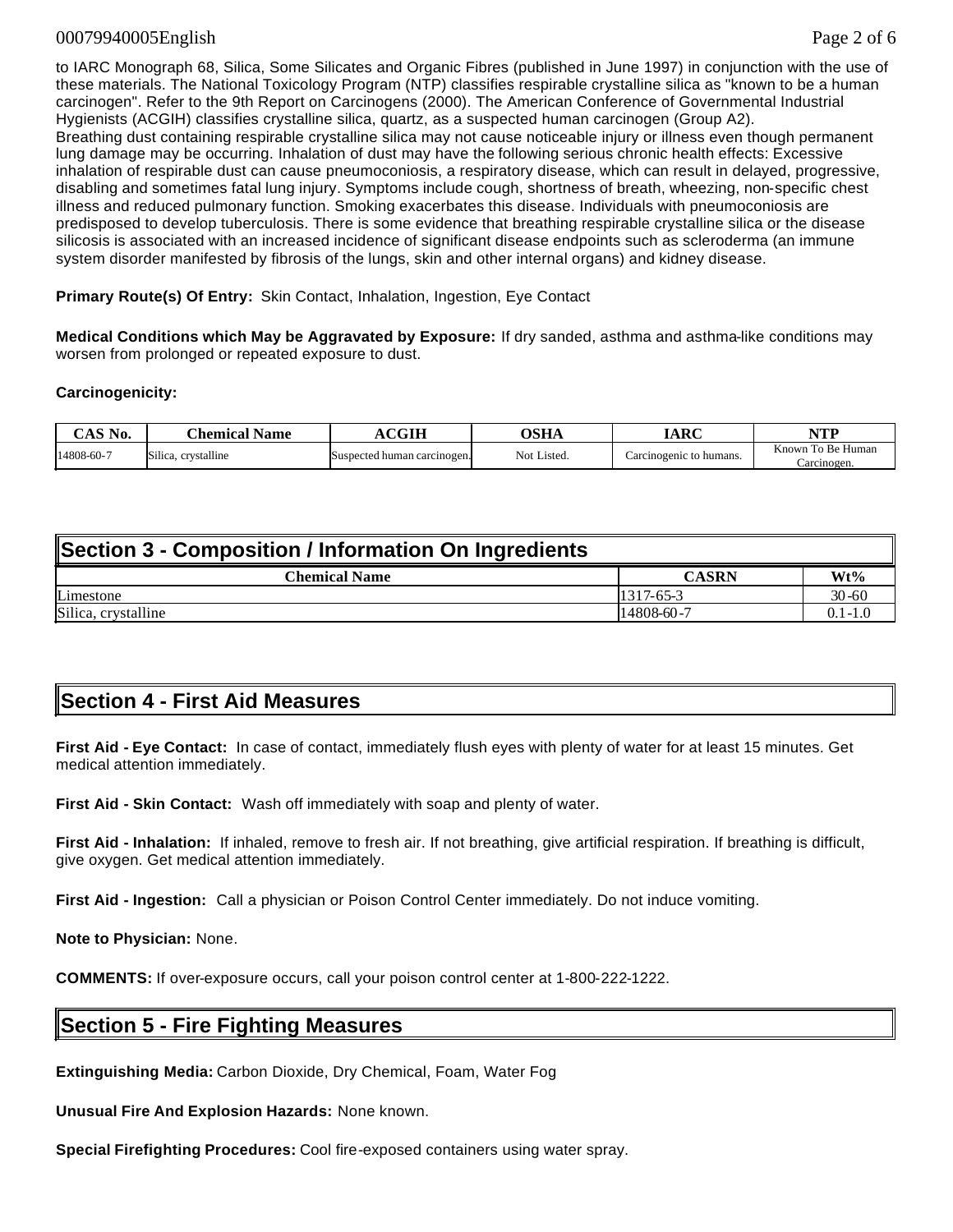to IARC Monograph 68, Silica, Some Silicates and Organic Fibres (published in June 1997) in conjunction with the use of these materials. The National Toxicology Program (NTP) classifies respirable crystalline silica as "known to be a human carcinogen". Refer to the 9th Report on Carcinogens (2000). The American Conference of Governmental Industrial Hygienists (ACGIH) classifies crystalline silica, quartz, as a suspected human carcinogen (Group A2).
Breathing dust containing respirable crystalline silica may not cause noticeable injury or illness even though permanent lung damage may be occurring. Inhalation of dust may have the following serious chronic health effects: Excessive inhalation of respirable dust can cause pneumoconiosis, a respiratory disease, which can result in delayed, progressive, disabling and sometimes fatal lung injury. Symptoms include cough, shortness of breath, wheezing, non-specific chest illness and reduced pulmonary function. Smoking exacerbates this disease. Individuals with pneumoconiosis are predisposed to develop tuberculosis. There is some evidence that breathing respirable crystalline silica or the disease silicosis is associated with an increased incidence of significant disease endpoints such as scleroderma (an immune system disorder manifested by fibrosis of the lungs, skin and other internal organs) and kidney disease.

**Primary Route(s) Of Entry:** Skin Contact, Inhalation, Ingestion, Eye Contact

**Medical Conditions which May be Aggravated by Exposure:** If dry sanded, asthma and asthma-like conditions may worsen from prolonged or repeated exposure to dust.

**Carcinogenicity:**

| CAS No. | Chemical Name | ACGIH | OSHA | IARC | NTP |
|---|---|---|---|---|---|
| 14808-60-7 | Silica, crystalline | Suspected human carcinogen. | Not Listed. | Carcinogenic to humans. | Known To Be Human Carcinogen. |

## Section 3 - Composition / Information On Ingredients

| Chemical Name | CASRN | Wt% |
|---|---|---|
| Limestone | 1317-65-3 | 30-60 |
| Silica, crystalline | 14808-60-7 | 0.1-1.0 |

## Section 4 - First Aid Measures

**First Aid - Eye Contact:** In case of contact, immediately flush eyes with plenty of water for at least 15 minutes. Get medical attention immediately.

**First Aid - Skin Contact:** Wash off immediately with soap and plenty of water.

**First Aid - Inhalation:** If inhaled, remove to fresh air. If not breathing, give artificial respiration. If breathing is difficult, give oxygen. Get medical attention immediately.

**First Aid - Ingestion:** Call a physician or Poison Control Center immediately. Do not induce vomiting.

**Note to Physician:** None.

**COMMENTS:** If over-exposure occurs, call your poison control center at 1-800-222-1222.

## Section 5 - Fire Fighting Measures

**Extinguishing Media:** Carbon Dioxide, Dry Chemical, Foam, Water Fog

**Unusual Fire And Explosion Hazards:** None known.

**Special Firefighting Procedures:** Cool fire-exposed containers using water spray.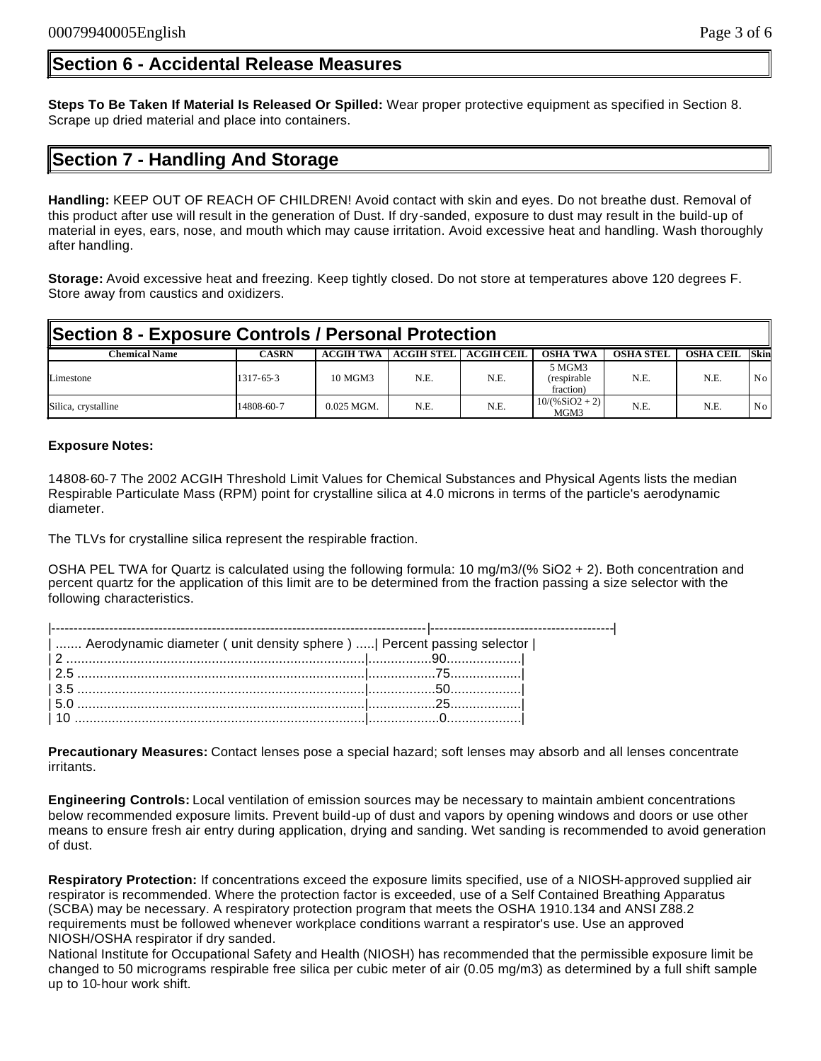## Section 6 - Accidental Release Measures

**Steps To Be Taken If Material Is Released Or Spilled:** Wear proper protective equipment as specified in Section 8. Scrape up dried material and place into containers.

## Section 7 - Handling And Storage

**Handling:** KEEP OUT OF REACH OF CHILDREN! Avoid contact with skin and eyes. Do not breathe dust. Removal of this product after use will result in the generation of Dust. If dry-sanded, exposure to dust may result in the build-up of material in eyes, ears, nose, and mouth which may cause irritation. Avoid excessive heat and handling. Wash thoroughly after handling.

**Storage:** Avoid excessive heat and freezing. Keep tightly closed. Do not store at temperatures above 120 degrees F. Store away from caustics and oxidizers.

## Section 8 - Exposure Controls / Personal Protection

| Chemical Name | CASRN | ACGIH TWA | ACGIH STEL | ACGIH CEIL | OSHA TWA | OSHA STEL | OSHA CEIL | Skin |
|---|---|---|---|---|---|---|---|---|
| Limestone | 1317-65-3 | 10 MGM3 | N.E. | N.E. | 5 MGM3 (respirable fraction) | N.E. | N.E. | No |
| Silica, crystalline | 14808-60-7 | 0.025 MGM. | N.E. | N.E. | 10/(%SiO2 + 2) MGM3 | N.E. | N.E. | No |

**Exposure Notes:**

14808-60-7 The 2002 ACGIH Threshold Limit Values for Chemical Substances and Physical Agents lists the median Respirable Particulate Mass (RPM) point for crystalline silica at 4.0 microns in terms of the particle's aerodynamic diameter.

The TLVs for crystalline silica represent the respirable fraction.

OSHA PEL TWA for Quartz is calculated using the following formula: 10 mg/m3/(% SiO2 + 2). Both concentration and percent quartz for the application of this limit are to be determined from the fraction passing a size selector with the following characteristics.

| Aerodynamic diameter ( unit density sphere ) | Percent passing selector |
|---|---|
| 2 | 90 |
| 2.5 | 75 |
| 3.5 | 50 |
| 5.0 | 25 |
| 10 | 0 |

**Precautionary Measures:** Contact lenses pose a special hazard; soft lenses may absorb and all lenses concentrate irritants.

**Engineering Controls:** Local ventilation of emission sources may be necessary to maintain ambient concentrations below recommended exposure limits. Prevent build-up of dust and vapors by opening windows and doors or use other means to ensure fresh air entry during application, drying and sanding. Wet sanding is recommended to avoid generation of dust.

**Respiratory Protection:** If concentrations exceed the exposure limits specified, use of a NIOSH-approved supplied air respirator is recommended. Where the protection factor is exceeded, use of a Self Contained Breathing Apparatus (SCBA) may be necessary. A respiratory protection program that meets the OSHA 1910.134 and ANSI Z88.2 requirements must be followed whenever workplace conditions warrant a respirator's use. Use an approved NIOSH/OSHA respirator if dry sanded.
National Institute for Occupational Safety and Health (NIOSH) has recommended that the permissible exposure limit be changed to 50 micrograms respirable free silica per cubic meter of air (0.05 mg/m3) as determined by a full shift sample up to 10-hour work shift.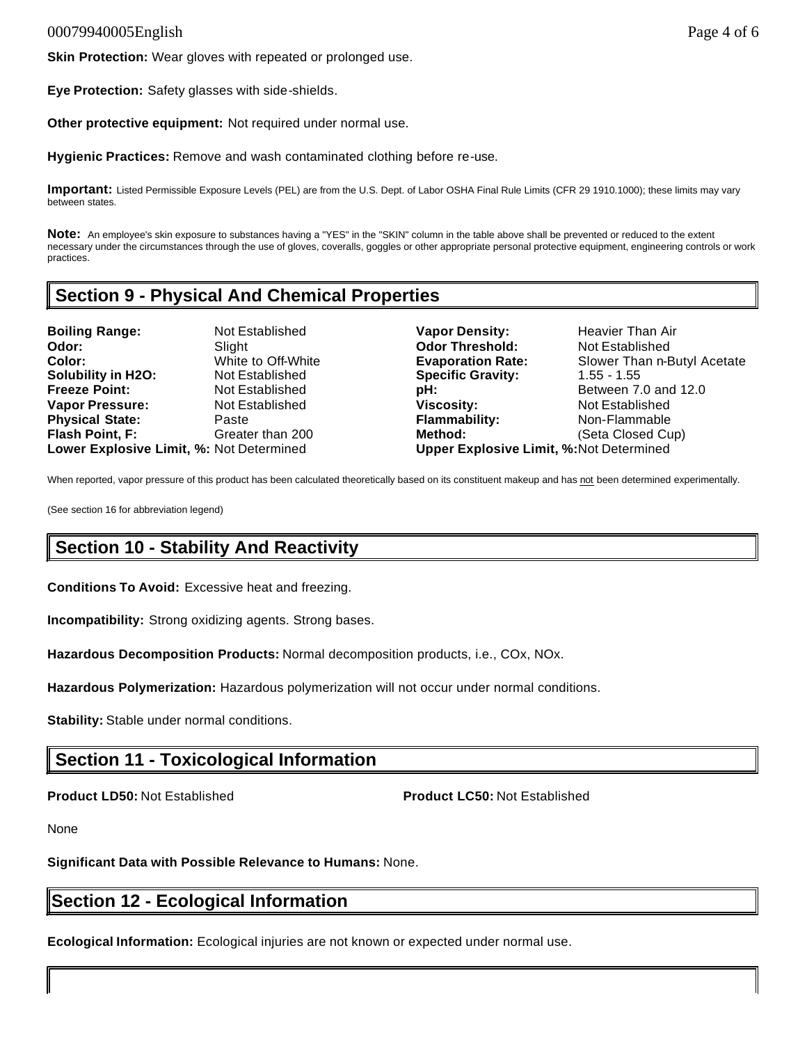**Skin Protection:** Wear gloves with repeated or prolonged use.

**Eye Protection:** Safety glasses with side-shields.

**Other protective equipment:** Not required under normal use.

**Hygienic Practices:** Remove and wash contaminated clothing before re-use.

**Important:** Listed Permissible Exposure Levels (PEL) are from the U.S. Dept. of Labor OSHA Final Rule Limits (CFR 29 1910.1000); these limits may vary between states.

**Note:** An employee's skin exposure to substances having a "YES" in the "SKIN" column in the table above shall be prevented or reduced to the extent necessary under the circumstances through the use of gloves, coveralls, goggles or other appropriate personal protective equipment, engineering controls or work practices.

## Section 9 - Physical And Chemical Properties

| | | | |
|---|---|---|---|
| **Boiling Range:** | Not Established | **Vapor Density:** | Heavier Than Air |
| **Odor:** | Slight | **Odor Threshold:** | Not Established |
| **Color:** | White to Off-White | **Evaporation Rate:** | Slower Than n-Butyl Acetate |
| **Solubility in H2O:** | Not Established | **Specific Gravity:** | 1.55 - 1.55 |
| **Freeze Point:** | Not Established | **pH:** | Between 7.0 and 12.0 |
| **Vapor Pressure:** | Not Established | **Viscosity:** | Not Established |
| **Physical State:** | Paste | **Flammability:** | Non-Flammable |
| **Flash Point, F:** | Greater than 200 | **Method:** | (Seta Closed Cup) |
| **Lower Explosive Limit, %:** | Not Determined | **Upper Explosive Limit, %:** | Not Determined |

When reported, vapor pressure of this product has been calculated theoretically based on its constituent makeup and has not been determined experimentally.

(See section 16 for abbreviation legend)

## Section 10 - Stability And Reactivity

**Conditions To Avoid:** Excessive heat and freezing.

**Incompatibility:** Strong oxidizing agents. Strong bases.

**Hazardous Decomposition Products:** Normal decomposition products, i.e., COx, NOx.

**Hazardous Polymerization:** Hazardous polymerization will not occur under normal conditions.

**Stability:** Stable under normal conditions.

## Section 11 - Toxicological Information

**Product LD50:** Not Established

**Product LC50:** Not Established

None

**Significant Data with Possible Relevance to Humans:** None.

## Section 12 - Ecological Information

**Ecological Information:** Ecological injuries are not known or expected under normal use.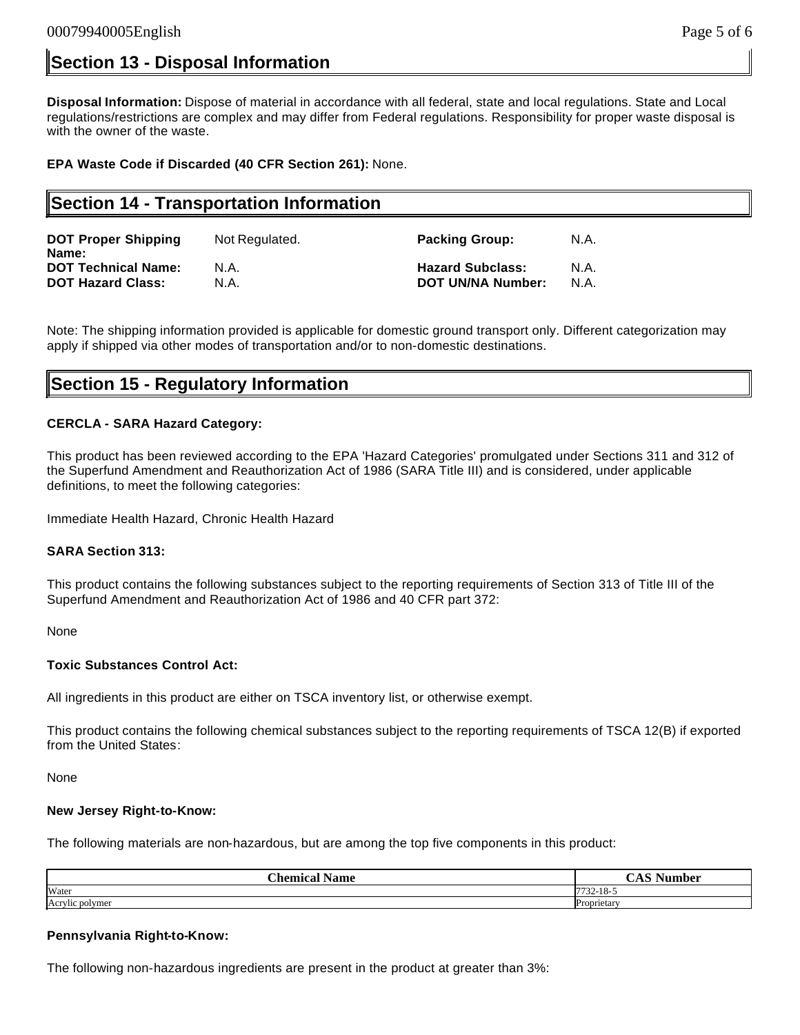## Section 13 - Disposal Information

**Disposal Information:** Dispose of material in accordance with all federal, state and local regulations. State and Local regulations/restrictions are complex and may differ from Federal regulations. Responsibility for proper waste disposal is with the owner of the waste.

**EPA Waste Code if Discarded (40 CFR Section 261):** None.

## Section 14 - Transportation Information

| | | | |
|---|---|---|---|
| **DOT Proper Shipping Name:** | Not Regulated. | **Packing Group:** | N.A. |
| **DOT Technical Name:** | N.A. | **Hazard Subclass:** | N.A. |
| **DOT Hazard Class:** | N.A. | **DOT UN/NA Number:** | N.A. |

Note: The shipping information provided is applicable for domestic ground transport only. Different categorization may apply if shipped via other modes of transportation and/or to non-domestic destinations.

## Section 15 - Regulatory Information

**CERCLA - SARA Hazard Category:**

This product has been reviewed according to the EPA 'Hazard Categories' promulgated under Sections 311 and 312 of the Superfund Amendment and Reauthorization Act of 1986 (SARA Title III) and is considered, under applicable definitions, to meet the following categories:

Immediate Health Hazard, Chronic Health Hazard

**SARA Section 313:**

This product contains the following substances subject to the reporting requirements of Section 313 of Title III of the Superfund Amendment and Reauthorization Act of 1986 and 40 CFR part 372:

None

**Toxic Substances Control Act:**

All ingredients in this product are either on TSCA inventory list, or otherwise exempt.

This product contains the following chemical substances subject to the reporting requirements of TSCA 12(B) if exported from the United States:

None

**New Jersey Right-to-Know:**

The following materials are non-hazardous, but are among the top five components in this product:

| Chemical Name | CAS Number |
|---|---|
| Water | 7732-18-5 |
| Acrylic polymer | Proprietary |

**Pennsylvania Right-to-Know:**

The following non-hazardous ingredients are present in the product at greater than 3%: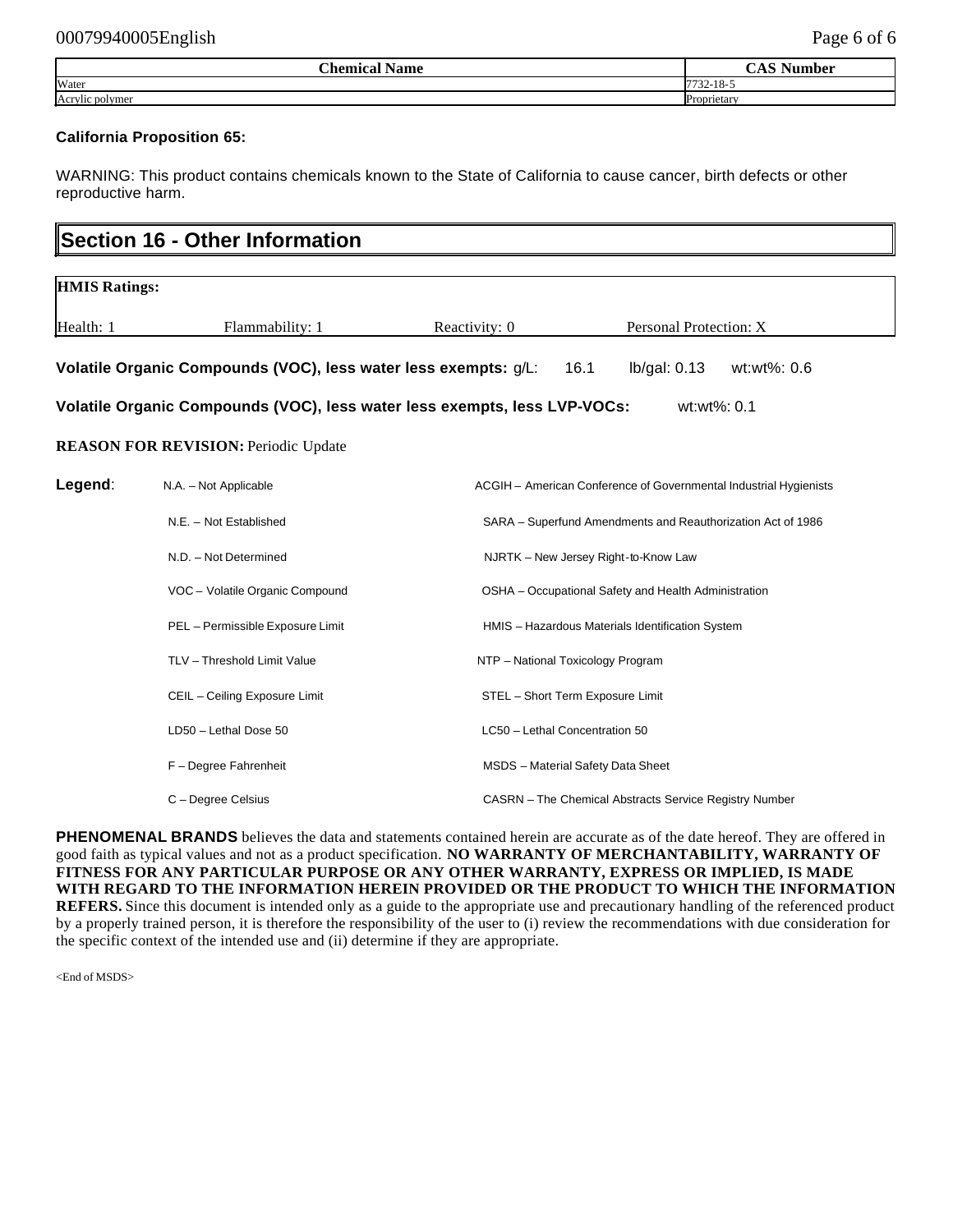| Chemical Name | CAS Number |
| --- | --- |
| Water | 7732-18-5 |
| Acrylic polymer | Proprietary |

**California Proposition 65:**

WARNING: This product contains chemicals known to the State of California to cause cancer, birth defects or other reproductive harm.

## Section 16 - Other Information

**HMIS Ratings:**

| | | | |
| --- | --- | --- | --- |
| Health: 1 | Flammability: 1 | Reactivity: 0 | Personal Protection: X |

**Volatile Organic Compounds (VOC), less water less exempts:** g/L: 16.1 lb/gal: 0.13 wt:wt%: 0.6

**Volatile Organic Compounds (VOC), less water less exempts, less LVP-VOCs:** wt:wt%: 0.1

**REASON FOR REVISION:** Periodic Update

**Legend**:

| | |
| --- | --- |
| N.A. – Not Applicable | ACGIH – American Conference of Governmental Industrial Hygienists |
| N.E. – Not Established | SARA – Superfund Amendments and Reauthorization Act of 1986 |
| N.D. – Not Determined | NJRTK – New Jersey Right-to-Know Law |
| VOC – Volatile Organic Compound | OSHA – Occupational Safety and Health Administration |
| PEL – Permissible Exposure Limit | HMIS – Hazardous Materials Identification System |
| TLV – Threshold Limit Value | NTP – National Toxicology Program |
| CEIL – Ceiling Exposure Limit | STEL – Short Term Exposure Limit |
| LD50 – Lethal Dose 50 | LC50 – Lethal Concentration 50 |
| F – Degree Fahrenheit | MSDS – Material Safety Data Sheet |
| C – Degree Celsius | CASRN – The Chemical Abstracts Service Registry Number |

**PHENOMENAL BRANDS** believes the data and statements contained herein are accurate as of the date hereof. They are offered in good faith as typical values and not as a product specification. **NO WARRANTY OF MERCHANTABILITY, WARRANTY OF FITNESS FOR ANY PARTICULAR PURPOSE OR ANY OTHER WARRANTY, EXPRESS OR IMPLIED, IS MADE WITH REGARD TO THE INFORMATION HEREIN PROVIDED OR THE PRODUCT TO WHICH THE INFORMATION REFERS.** Since this document is intended only as a guide to the appropriate use and precautionary handling of the referenced product by a properly trained person, it is therefore the responsibility of the user to (i) review the recommendations with due consideration for the specific context of the intended use and (ii) determine if they are appropriate.

<End of MSDS>